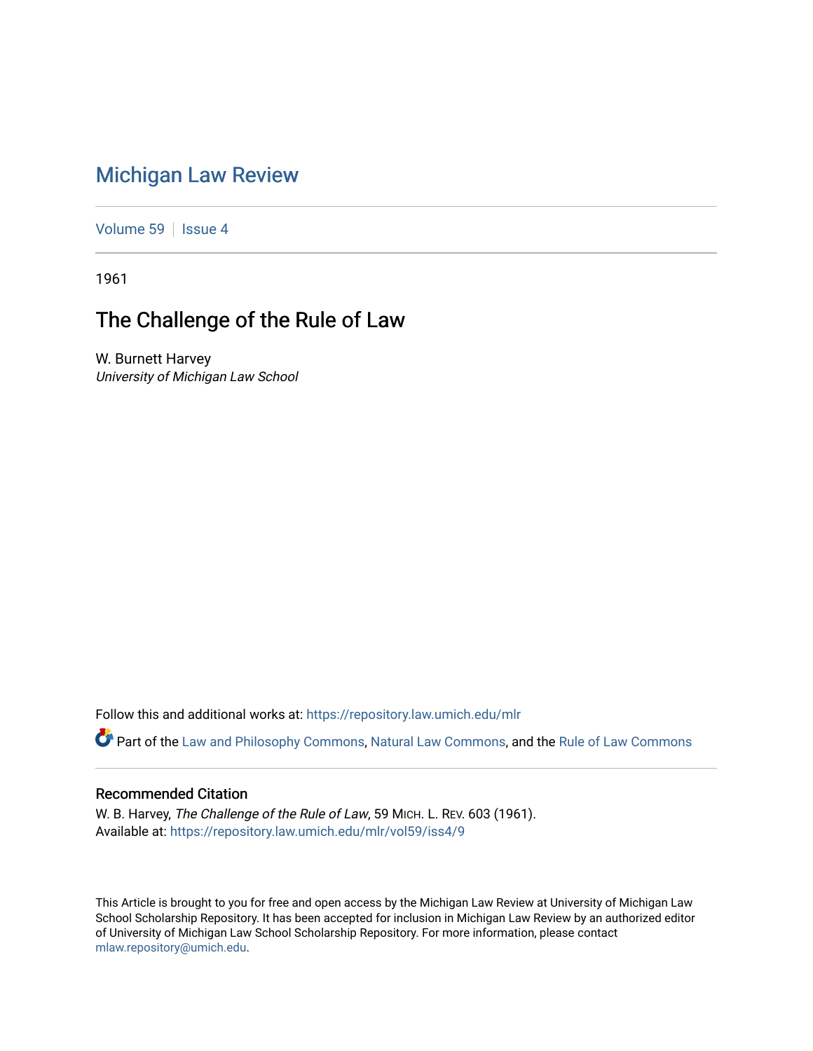# Michigan Law Review

Volume 59 | Issue 4

1961

## The Challenge of the Rule of Law

W. Burnett Harvey
*University of Michigan Law School*

Follow this and additional works at: https://repository.law.umich.edu/mlr

Part of the Law and Philosophy Commons, Natural Law Commons, and the Rule of Law Commons

### Recommended Citation

W. B. Harvey, *The Challenge of the Rule of Law*, 59 MICH. L. REV. 603 (1961).
Available at: https://repository.law.umich.edu/mlr/vol59/iss4/9

This Article is brought to you for free and open access by the Michigan Law Review at University of Michigan Law School Scholarship Repository. It has been accepted for inclusion in Michigan Law Review by an authorized editor of University of Michigan Law School Scholarship Repository. For more information, please contact mlaw.repository@umich.edu.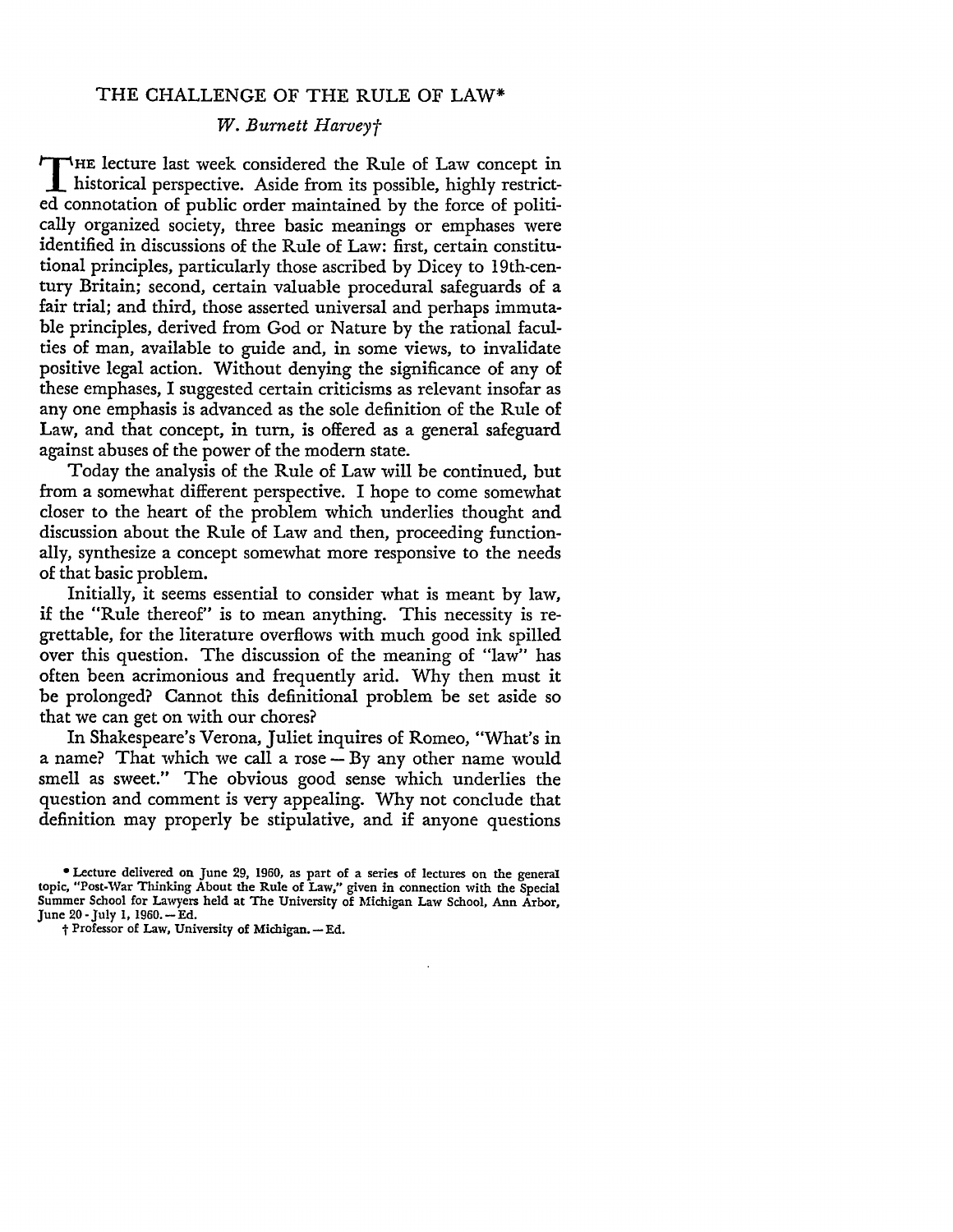# THE CHALLENGE OF THE RULE OF LAW*

*W. Burnett Harvey*†

THE lecture last week considered the Rule of Law concept in historical perspective. Aside from its possible, highly restricted connotation of public order maintained by the force of politically organized society, three basic meanings or emphases were identified in discussions of the Rule of Law: first, certain constitutional principles, particularly those ascribed by Dicey to 19th-century Britain; second, certain valuable procedural safeguards of a fair trial; and third, those asserted universal and perhaps immutable principles, derived from God or Nature by the rational faculties of man, available to guide and, in some views, to invalidate positive legal action. Without denying the significance of any of these emphases, I suggested certain criticisms as relevant insofar as any one emphasis is advanced as the sole definition of the Rule of Law, and that concept, in turn, is offered as a general safeguard against abuses of the power of the modern state.

Today the analysis of the Rule of Law will be continued, but from a somewhat different perspective. I hope to come somewhat closer to the heart of the problem which underlies thought and discussion about the Rule of Law and then, proceeding functionally, synthesize a concept somewhat more responsive to the needs of that basic problem.

Initially, it seems essential to consider what is meant by law, if the "Rule thereof" is to mean anything. This necessity is regrettable, for the literature overflows with much good ink spilled over this question. The discussion of the meaning of "law" has often been acrimonious and frequently arid. Why then must it be prolonged? Cannot this definitional problem be set aside so that we can get on with our chores?

In Shakespeare's Verona, Juliet inquires of Romeo, "What's in a name? That which we call a rose — By any other name would smell as sweet." The obvious good sense which underlies the question and comment is very appealing. Why not conclude that definition may properly be stipulative, and if anyone questions

* Lecture delivered on June 29, 1960, as part of a series of lectures on the general topic, "Post-War Thinking About the Rule of Law," given in connection with the Special Summer School for Lawyers held at The University of Michigan Law School, Ann Arbor, June 20 - July 1, 1960. — Ed.

† Professor of Law, University of Michigan. — Ed.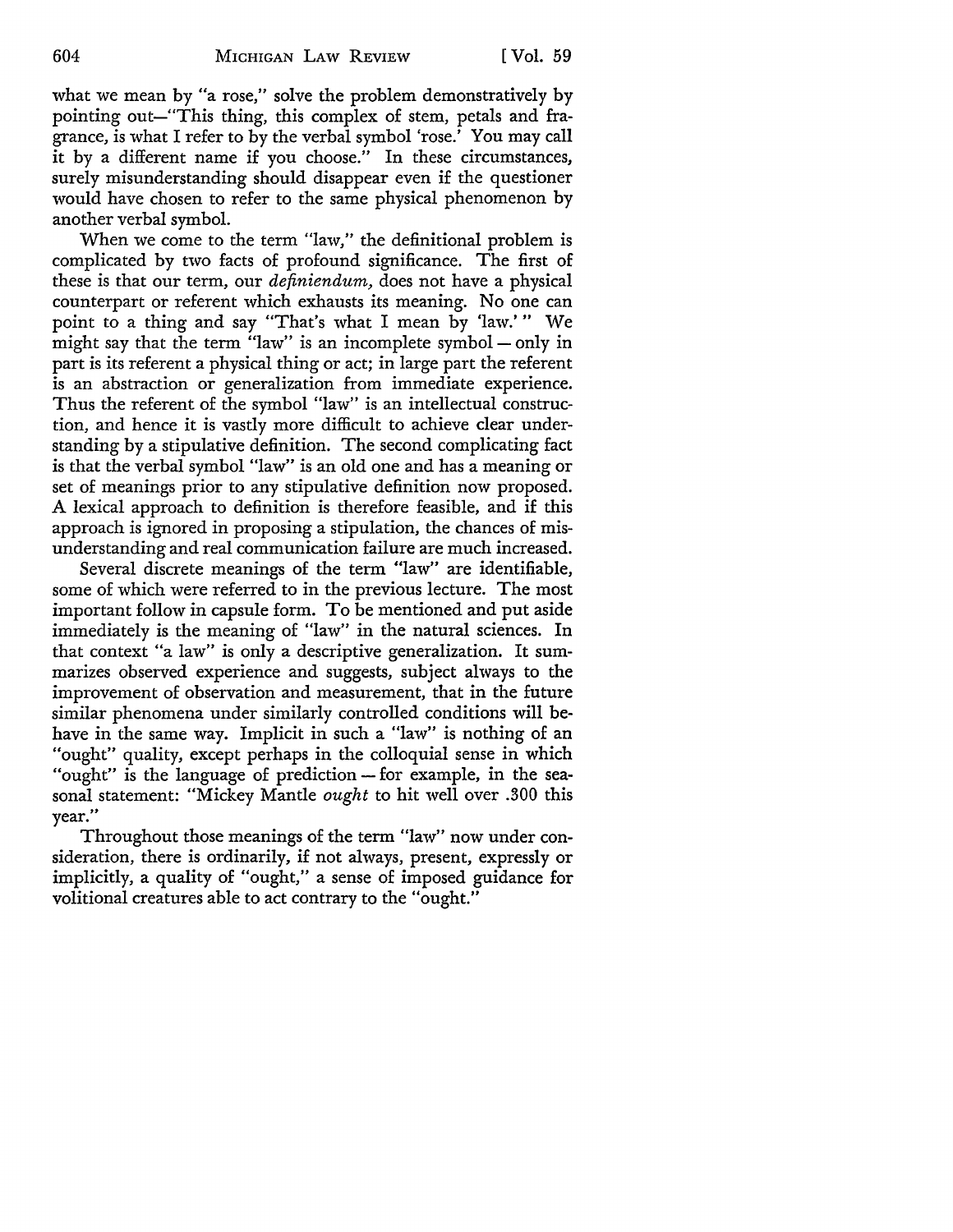what we mean by "a rose," solve the problem demonstratively by pointing out—"This thing, this complex of stem, petals and fragrance, is what I refer to by the verbal symbol 'rose.' You may call it by a different name if you choose." In these circumstances, surely misunderstanding should disappear even if the questioner would have chosen to refer to the same physical phenomenon by another verbal symbol.

When we come to the term "law," the definitional problem is complicated by two facts of profound significance. The first of these is that our term, our *definiendum*, does not have a physical counterpart or referent which exhausts its meaning. No one can point to a thing and say "That's what I mean by 'law.'" We might say that the term "law" is an incomplete symbol — only in part is its referent a physical thing or act; in large part the referent is an abstraction or generalization from immediate experience. Thus the referent of the symbol "law" is an intellectual construction, and hence it is vastly more difficult to achieve clear understanding by a stipulative definition. The second complicating fact is that the verbal symbol "law" is an old one and has a meaning or set of meanings prior to any stipulative definition now proposed. A lexical approach to definition is therefore feasible, and if this approach is ignored in proposing a stipulation, the chances of misunderstanding and real communication failure are much increased.

Several discrete meanings of the term "law" are identifiable, some of which were referred to in the previous lecture. The most important follow in capsule form. To be mentioned and put aside immediately is the meaning of "law" in the natural sciences. In that context "a law" is only a descriptive generalization. It summarizes observed experience and suggests, subject always to the improvement of observation and measurement, that in the future similar phenomena under similarly controlled conditions will behave in the same way. Implicit in such a "law" is nothing of an "ought" quality, except perhaps in the colloquial sense in which "ought" is the language of prediction — for example, in the seasonal statement: "Mickey Mantle *ought* to hit well over .300 this year."

Throughout those meanings of the term "law" now under consideration, there is ordinarily, if not always, present, expressly or implicitly, a quality of "ought," a sense of imposed guidance for volitional creatures able to act contrary to the "ought."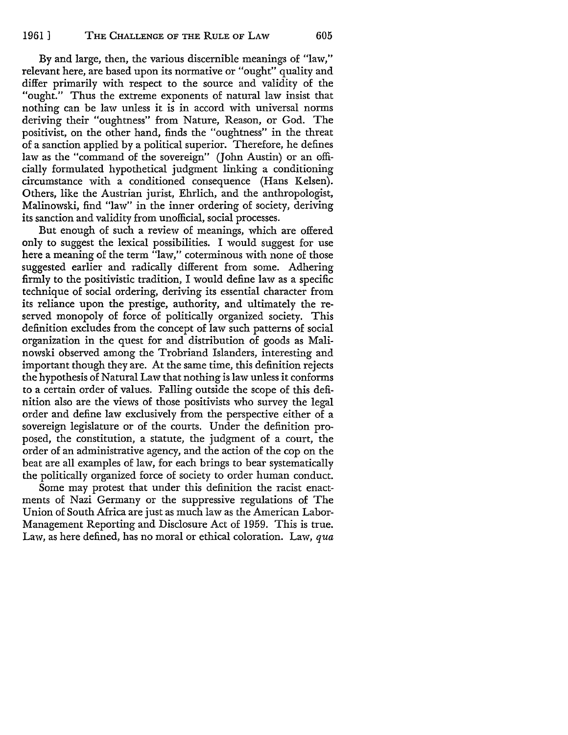By and large, then, the various discernible meanings of "law," relevant here, are based upon its normative or "ought" quality and differ primarily with respect to the source and validity of the "ought." Thus the extreme exponents of natural law insist that nothing can be law unless it is in accord with universal norms deriving their "oughtness" from Nature, Reason, or God. The positivist, on the other hand, finds the "oughtness" in the threat of a sanction applied by a political superior. Therefore, he defines law as the "command of the sovereign" (John Austin) or an officially formulated hypothetical judgment linking a conditioning circumstance with a conditioned consequence (Hans Kelsen). Others, like the Austrian jurist, Ehrlich, and the anthropologist, Malinowski, find "law" in the inner ordering of society, deriving its sanction and validity from unofficial, social processes.

But enough of such a review of meanings, which are offered only to suggest the lexical possibilities. I would suggest for use here a meaning of the term "law," coterminous with none of those suggested earlier and radically different from some. Adhering firmly to the positivistic tradition, I would define law as a specific technique of social ordering, deriving its essential character from its reliance upon the prestige, authority, and ultimately the reserved monopoly of force of politically organized society. This definition excludes from the concept of law such patterns of social organization in the quest for and distribution of goods as Malinowski observed among the Trobriand Islanders, interesting and important though they are. At the same time, this definition rejects the hypothesis of Natural Law that nothing is law unless it conforms to a certain order of values. Falling outside the scope of this definition also are the views of those positivists who survey the legal order and define law exclusively from the perspective either of a sovereign legislature or of the courts. Under the definition proposed, the constitution, a statute, the judgment of a court, the order of an administrative agency, and the action of the cop on the beat are all examples of law, for each brings to bear systematically the politically organized force of society to order human conduct.

Some may protest that under this definition the racist enactments of Nazi Germany or the suppressive regulations of The Union of South Africa are just as much law as the American Labor-Management Reporting and Disclosure Act of 1959. This is true. Law, as here defined, has no moral or ethical coloration. Law, *qua*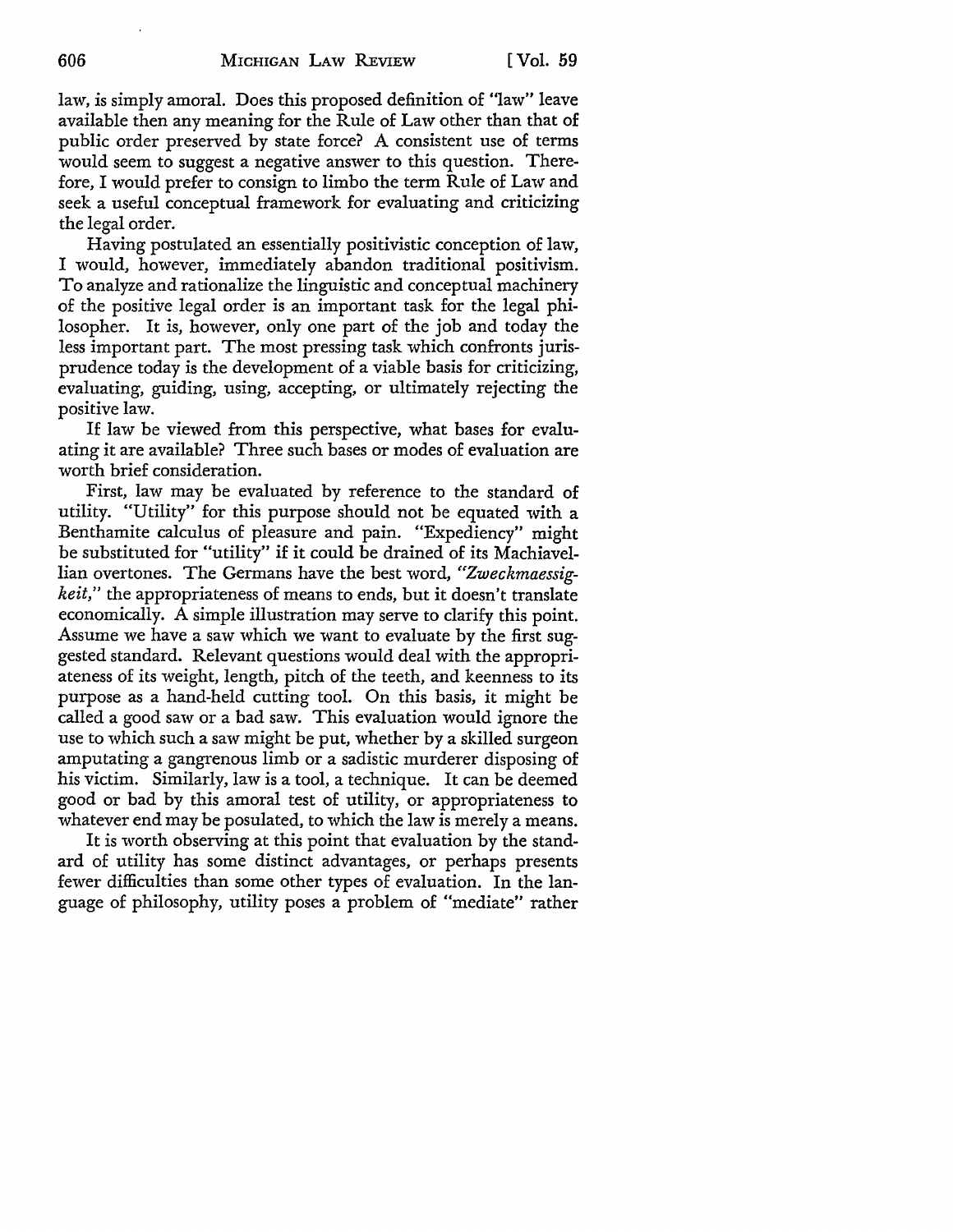law, is simply amoral. Does this proposed definition of "law" leave available then any meaning for the Rule of Law other than that of public order preserved by state force? A consistent use of terms would seem to suggest a negative answer to this question. Therefore, I would prefer to consign to limbo the term Rule of Law and seek a useful conceptual framework for evaluating and criticizing the legal order.

Having postulated an essentially positivistic conception of law, I would, however, immediately abandon traditional positivism. To analyze and rationalize the linguistic and conceptual machinery of the positive legal order is an important task for the legal philosopher. It is, however, only one part of the job and today the less important part. The most pressing task which confronts jurisprudence today is the development of a viable basis for criticizing, evaluating, guiding, using, accepting, or ultimately rejecting the positive law.

If law be viewed from this perspective, what bases for evaluating it are available? Three such bases or modes of evaluation are worth brief consideration.

First, law may be evaluated by reference to the standard of utility. "Utility" for this purpose should not be equated with a Benthamite calculus of pleasure and pain. "Expediency" might be substituted for "utility" if it could be drained of its Machiavellian overtones. The Germans have the best word, *"Zweckmaessigkeit,"* the appropriateness of means to ends, but it doesn't translate economically. A simple illustration may serve to clarify this point. Assume we have a saw which we want to evaluate by the first suggested standard. Relevant questions would deal with the appropriateness of its weight, length, pitch of the teeth, and keenness to its purpose as a hand-held cutting tool. On this basis, it might be called a good saw or a bad saw. This evaluation would ignore the use to which such a saw might be put, whether by a skilled surgeon amputating a gangrenous limb or a sadistic murderer disposing of his victim. Similarly, law is a tool, a technique. It can be deemed good or bad by this amoral test of utility, or appropriateness to whatever end may be posulated, to which the law is merely a means.

It is worth observing at this point that evaluation by the standard of utility has some distinct advantages, or perhaps presents fewer difficulties than some other types of evaluation. In the language of philosophy, utility poses a problem of "mediate" rather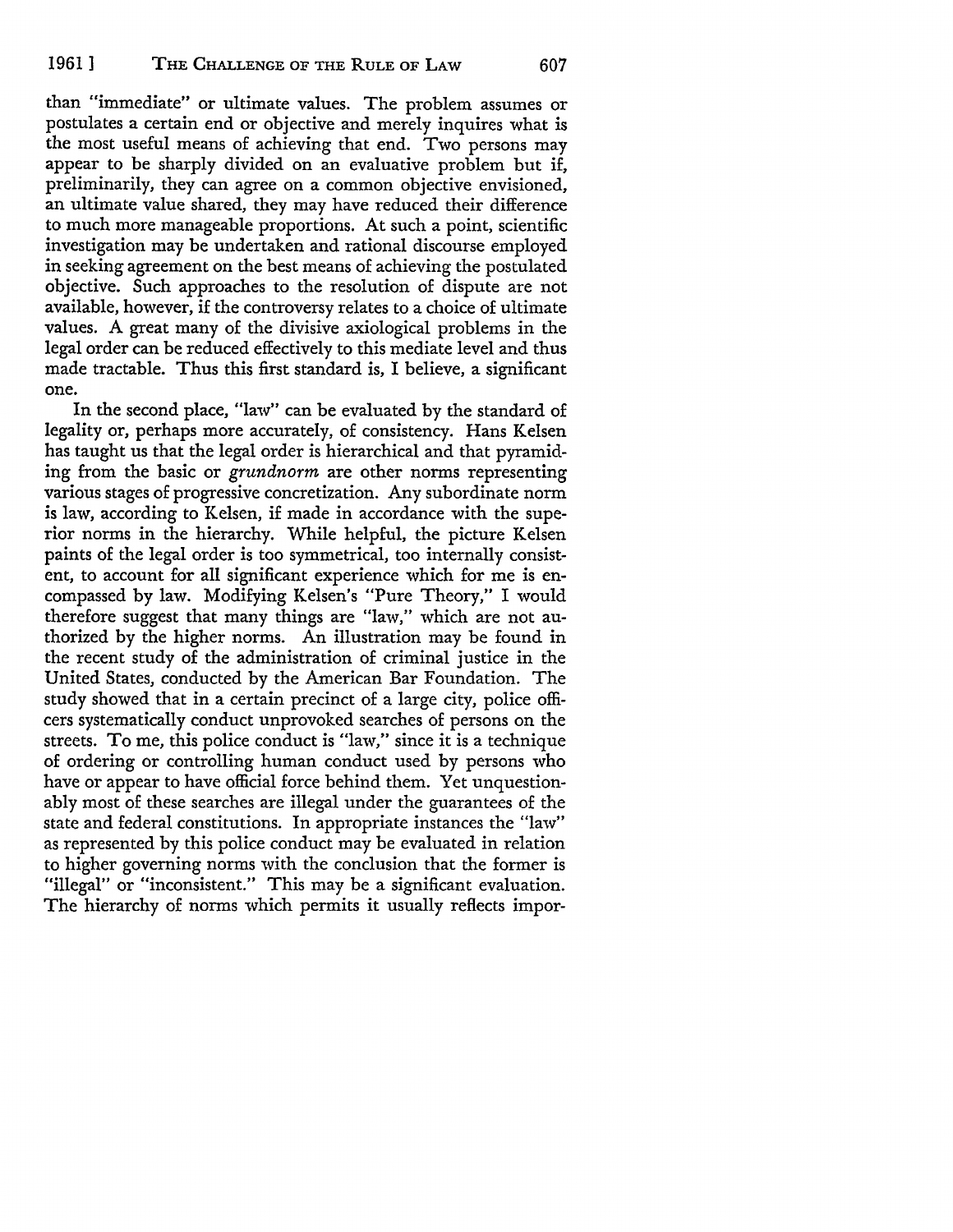than "immediate" or ultimate values. The problem assumes or postulates a certain end or objective and merely inquires what is the most useful means of achieving that end. Two persons may appear to be sharply divided on an evaluative problem but if, preliminarily, they can agree on a common objective envisioned, an ultimate value shared, they may have reduced their difference to much more manageable proportions. At such a point, scientific investigation may be undertaken and rational discourse employed in seeking agreement on the best means of achieving the postulated objective. Such approaches to the resolution of dispute are not available, however, if the controversy relates to a choice of ultimate values. A great many of the divisive axiological problems in the legal order can be reduced effectively to this mediate level and thus made tractable. Thus this first standard is, I believe, a significant one.

In the second place, "law" can be evaluated by the standard of legality or, perhaps more accurately, of consistency. Hans Kelsen has taught us that the legal order is hierarchical and that pyramiding from the basic or *grundnorm* are other norms representing various stages of progressive concretization. Any subordinate norm is law, according to Kelsen, if made in accordance with the superior norms in the hierarchy. While helpful, the picture Kelsen paints of the legal order is too symmetrical, too internally consistent, to account for all significant experience which for me is encompassed by law. Modifying Kelsen's "Pure Theory," I would therefore suggest that many things are "law," which are not authorized by the higher norms. An illustration may be found in the recent study of the administration of criminal justice in the United States, conducted by the American Bar Foundation. The study showed that in a certain precinct of a large city, police officers systematically conduct unprovoked searches of persons on the streets. To me, this police conduct is "law," since it is a technique of ordering or controlling human conduct used by persons who have or appear to have official force behind them. Yet unquestionably most of these searches are illegal under the guarantees of the state and federal constitutions. In appropriate instances the "law" as represented by this police conduct may be evaluated in relation to higher governing norms with the conclusion that the former is "illegal" or "inconsistent." This may be a significant evaluation. The hierarchy of norms which permits it usually reflects impor-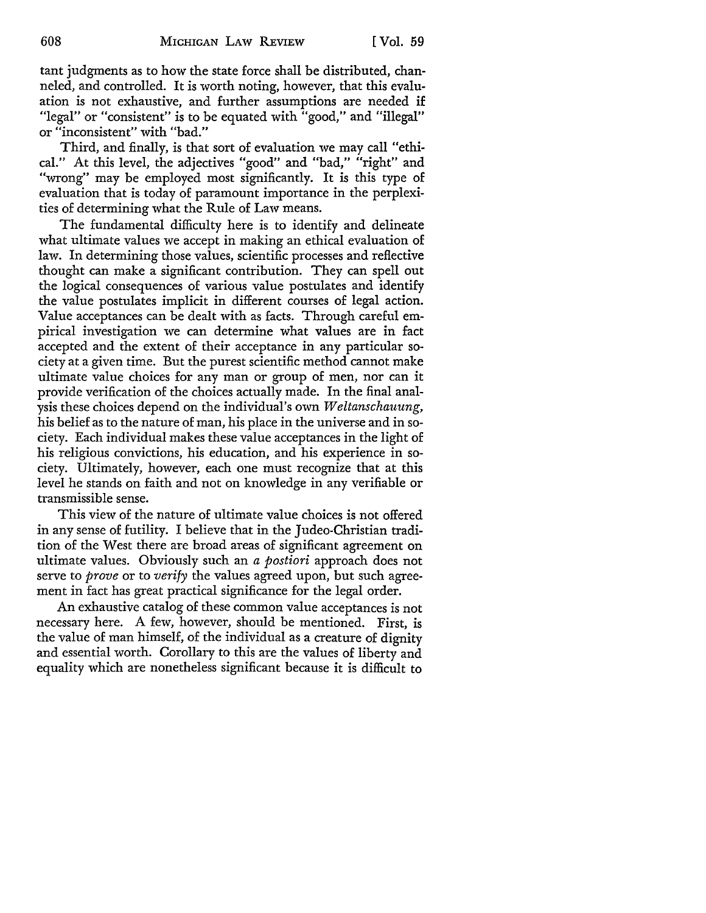tant judgments as to how the state force shall be distributed, channeled, and controlled. It is worth noting, however, that this evaluation is not exhaustive, and further assumptions are needed if "legal" or "consistent" is to be equated with "good," and "illegal" or "inconsistent" with "bad."

Third, and finally, is that sort of evaluation we may call "ethical." At this level, the adjectives "good" and "bad," "right" and "wrong" may be employed most significantly. It is this type of evaluation that is today of paramount importance in the perplexities of determining what the Rule of Law means.

The fundamental difficulty here is to identify and delineate what ultimate values we accept in making an ethical evaluation of law. In determining those values, scientific processes and reflective thought can make a significant contribution. They can spell out the logical consequences of various value postulates and identify the value postulates implicit in different courses of legal action. Value acceptances can be dealt with as facts. Through careful empirical investigation we can determine what values are in fact accepted and the extent of their acceptance in any particular society at a given time. But the purest scientific method cannot make ultimate value choices for any man or group of men, nor can it provide verification of the choices actually made. In the final analysis these choices depend on the individual's own *Weltanschauung*, his belief as to the nature of man, his place in the universe and in society. Each individual makes these value acceptances in the light of his religious convictions, his education, and his experience in society. Ultimately, however, each one must recognize that at this level he stands on faith and not on knowledge in any verifiable or transmissible sense.

This view of the nature of ultimate value choices is not offered in any sense of futility. I believe that in the Judeo-Christian tradition of the West there are broad areas of significant agreement on ultimate values. Obviously such an *a postiori* approach does not serve to *prove* or to *verify* the values agreed upon, but such agreement in fact has great practical significance for the legal order.

An exhaustive catalog of these common value acceptances is not necessary here. A few, however, should be mentioned. First, is the value of man himself, of the individual as a creature of dignity and essential worth. Corollary to this are the values of liberty and equality which are nonetheless significant because it is difficult to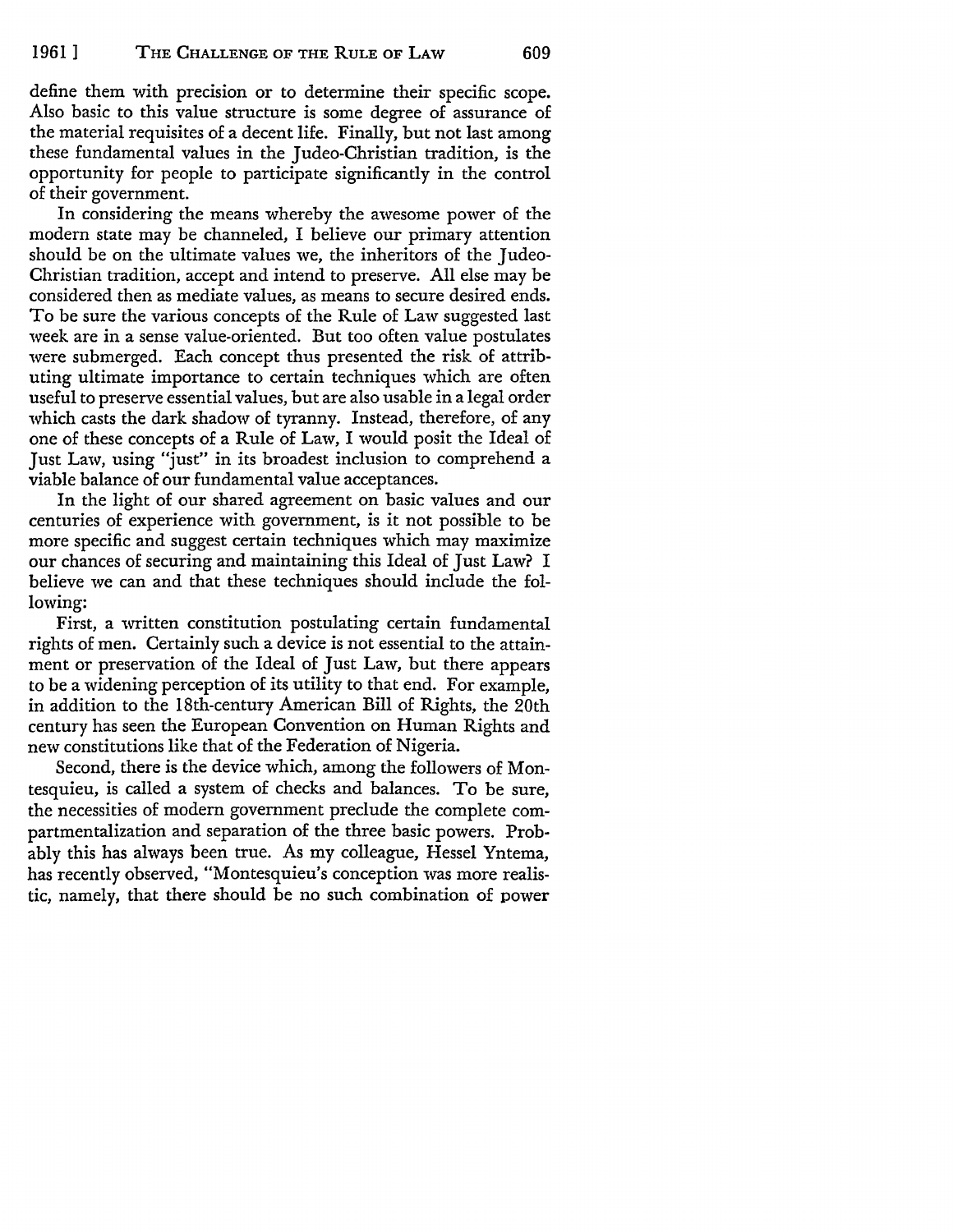define them with precision or to determine their specific scope. Also basic to this value structure is some degree of assurance of the material requisites of a decent life. Finally, but not last among these fundamental values in the Judeo-Christian tradition, is the opportunity for people to participate significantly in the control of their government.

In considering the means whereby the awesome power of the modern state may be channeled, I believe our primary attention should be on the ultimate values we, the inheritors of the Judeo-Christian tradition, accept and intend to preserve. All else may be considered then as mediate values, as means to secure desired ends. To be sure the various concepts of the Rule of Law suggested last week are in a sense value-oriented. But too often value postulates were submerged. Each concept thus presented the risk of attributing ultimate importance to certain techniques which are often useful to preserve essential values, but are also usable in a legal order which casts the dark shadow of tyranny. Instead, therefore, of any one of these concepts of a Rule of Law, I would posit the Ideal of Just Law, using "just" in its broadest inclusion to comprehend a viable balance of our fundamental value acceptances.

In the light of our shared agreement on basic values and our centuries of experience with government, is it not possible to be more specific and suggest certain techniques which may maximize our chances of securing and maintaining this Ideal of Just Law? I believe we can and that these techniques should include the following:

First, a written constitution postulating certain fundamental rights of men. Certainly such a device is not essential to the attainment or preservation of the Ideal of Just Law, but there appears to be a widening perception of its utility to that end. For example, in addition to the 18th-century American Bill of Rights, the 20th century has seen the European Convention on Human Rights and new constitutions like that of the Federation of Nigeria.

Second, there is the device which, among the followers of Montesquieu, is called a system of checks and balances. To be sure, the necessities of modern government preclude the complete compartmentalization and separation of the three basic powers. Probably this has always been true. As my colleague, Hessel Yntema, has recently observed, "Montesquieu's conception was more realistic, namely, that there should be no such combination of power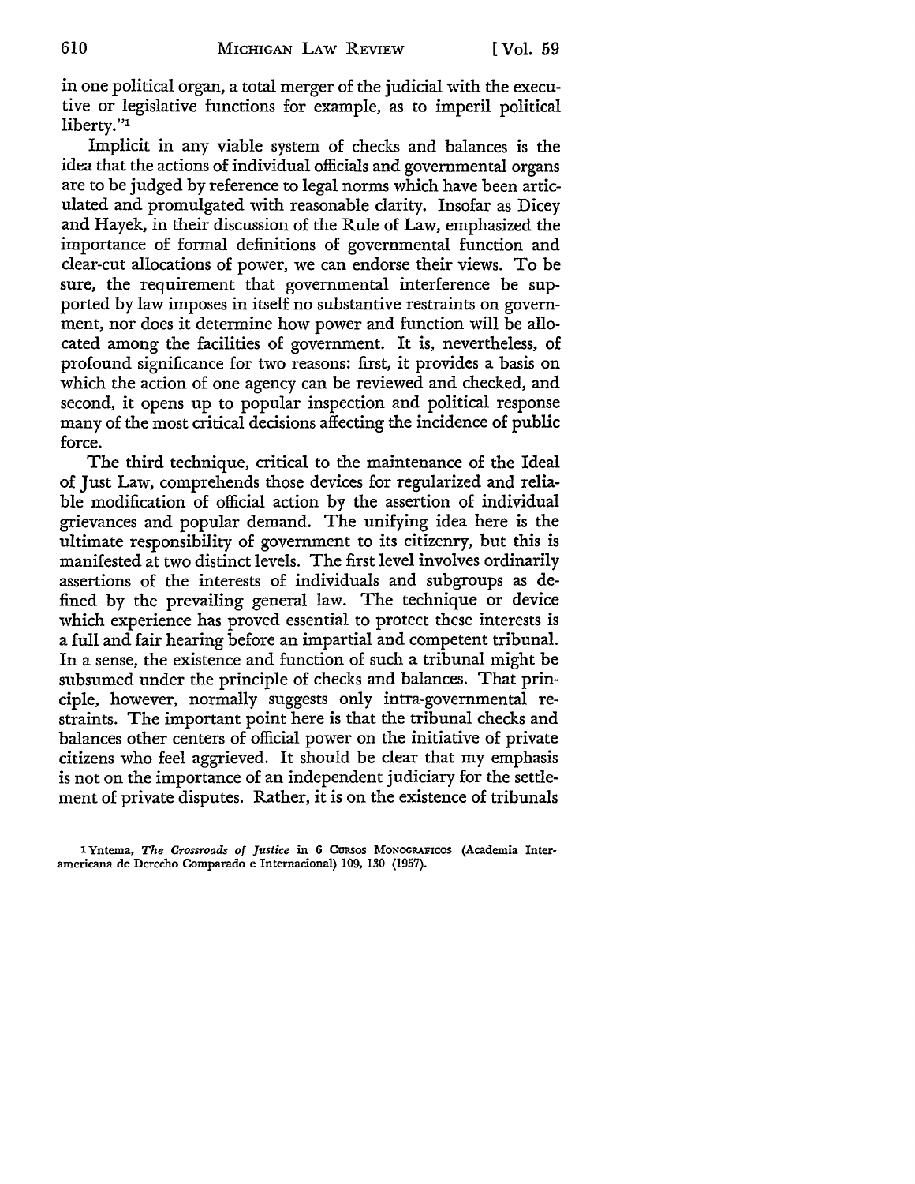in one political organ, a total merger of the judicial with the executive or legislative functions for example, as to imperil political liberty."[1]

Implicit in any viable system of checks and balances is the idea that the actions of individual officials and governmental organs are to be judged by reference to legal norms which have been articulated and promulgated with reasonable clarity. Insofar as Dicey and Hayek, in their discussion of the Rule of Law, emphasized the importance of formal definitions of governmental function and clear-cut allocations of power, we can endorse their views. To be sure, the requirement that governmental interference be supported by law imposes in itself no substantive restraints on government, nor does it determine how power and function will be allocated among the facilities of government. It is, nevertheless, of profound significance for two reasons: first, it provides a basis on which the action of one agency can be reviewed and checked, and second, it opens up to popular inspection and political response many of the most critical decisions affecting the incidence of public force.

The third technique, critical to the maintenance of the Ideal of Just Law, comprehends those devices for regularized and reliable modification of official action by the assertion of individual grievances and popular demand. The unifying idea here is the ultimate responsibility of government to its citizenry, but this is manifested at two distinct levels. The first level involves ordinarily assertions of the interests of individuals and subgroups as defined by the prevailing general law. The technique or device which experience has proved essential to protect these interests is a full and fair hearing before an impartial and competent tribunal. In a sense, the existence and function of such a tribunal might be subsumed under the principle of checks and balances. That principle, however, normally suggests only intra-governmental restraints. The important point here is that the tribunal checks and balances other centers of official power on the initiative of private citizens who feel aggrieved. It should be clear that my emphasis is not on the importance of an independent judiciary for the settlement of private disputes. Rather, it is on the existence of tribunals

[1] Yntema, *The Crossroads of Justice* in 6 CURSOS MONOGRAFICOS (Academia Interamericana de Derecho Comparado e Internacional) 109, 130 (1957).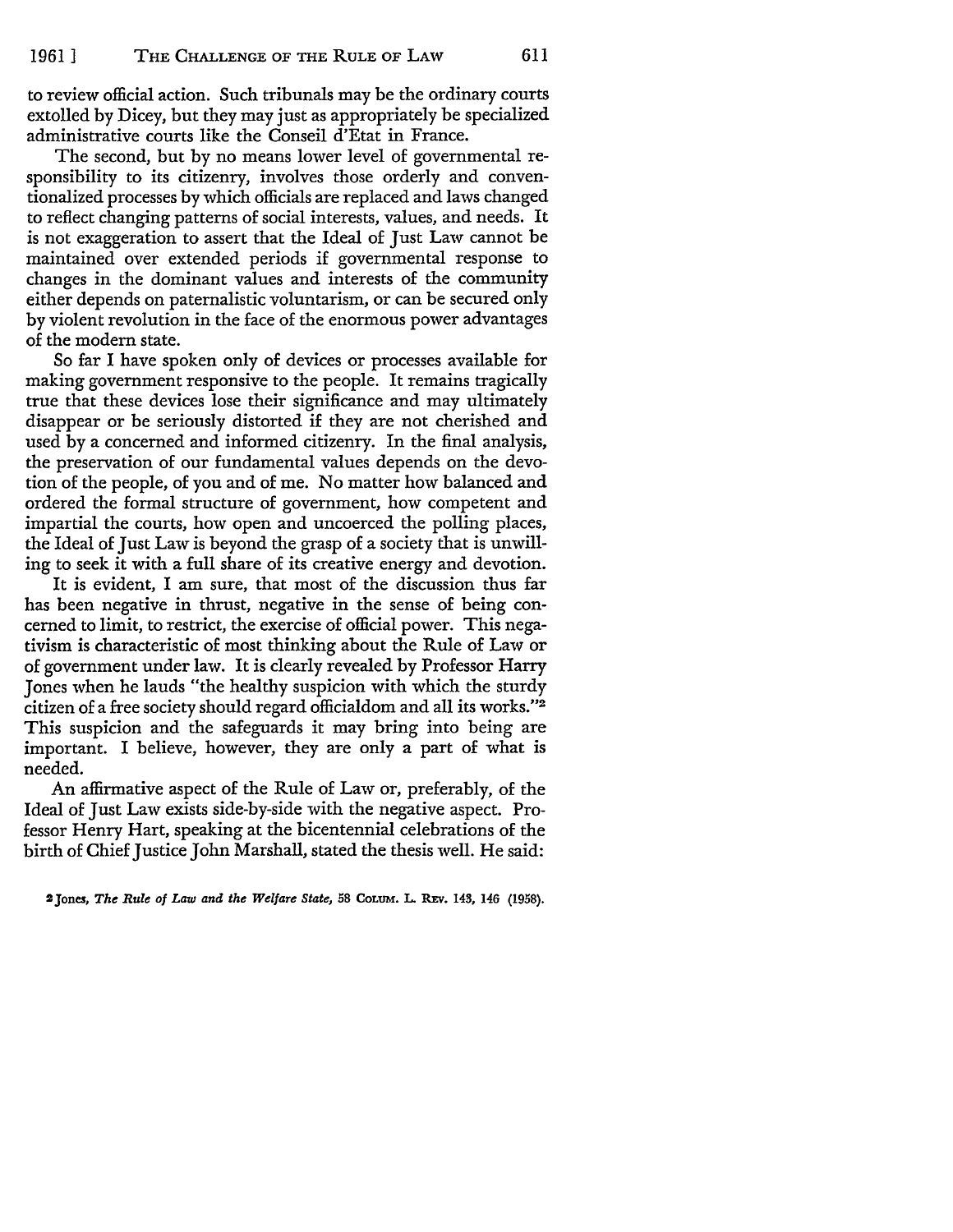to review official action. Such tribunals may be the ordinary courts extolled by Dicey, but they may just as appropriately be specialized administrative courts like the Conseil d'Etat in France.

The second, but by no means lower level of governmental responsibility to its citizenry, involves those orderly and conventionalized processes by which officials are replaced and laws changed to reflect changing patterns of social interests, values, and needs. It is not exaggeration to assert that the Ideal of Just Law cannot be maintained over extended periods if governmental response to changes in the dominant values and interests of the community either depends on paternalistic voluntarism, or can be secured only by violent revolution in the face of the enormous power advantages of the modern state.

So far I have spoken only of devices or processes available for making government responsive to the people. It remains tragically true that these devices lose their significance and may ultimately disappear or be seriously distorted if they are not cherished and used by a concerned and informed citizenry. In the final analysis, the preservation of our fundamental values depends on the devotion of the people, of you and of me. No matter how balanced and ordered the formal structure of government, how competent and impartial the courts, how open and uncoerced the polling places, the Ideal of Just Law is beyond the grasp of a society that is unwilling to seek it with a full share of its creative energy and devotion.

It is evident, I am sure, that most of the discussion thus far has been negative in thrust, negative in the sense of being concerned to limit, to restrict, the exercise of official power. This negativism is characteristic of most thinking about the Rule of Law or of government under law. It is clearly revealed by Professor Harry Jones when he lauds "the healthy suspicion with which the sturdy citizen of a free society should regard officialdom and all its works."[2] This suspicion and the safeguards it may bring into being are important. I believe, however, they are only a part of what is needed.

An affirmative aspect of the Rule of Law or, preferably, of the Ideal of Just Law exists side-by-side with the negative aspect. Professor Henry Hart, speaking at the bicentennial celebrations of the birth of Chief Justice John Marshall, stated the thesis well. He said:

[2] Jones, *The Rule of Law and the Welfare State*, 58 COLUM. L. REV. 143, 146 (1958).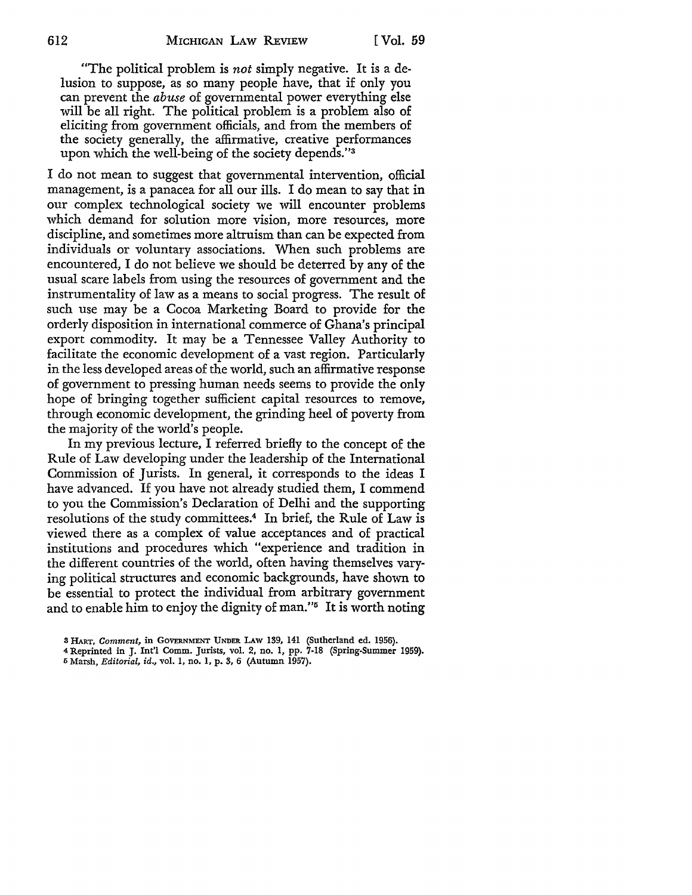"The political problem is *not* simply negative. It is a delusion to suppose, as so many people have, that if only you can prevent the *abuse* of governmental power everything else will be all right. The political problem is a problem also of eliciting from government officials, and from the members of the society generally, the affirmative, creative performances upon which the well-being of the society depends."[3]

I do not mean to suggest that governmental intervention, official management, is a panacea for all our ills. I do mean to say that in our complex technological society we will encounter problems which demand for solution more vision, more resources, more discipline, and sometimes more altruism than can be expected from individuals or voluntary associations. When such problems are encountered, I do not believe we should be deterred by any of the usual scare labels from using the resources of government and the instrumentality of law as a means to social progress. The result of such use may be a Cocoa Marketing Board to provide for the orderly disposition in international commerce of Ghana's principal export commodity. It may be a Tennessee Valley Authority to facilitate the economic development of a vast region. Particularly in the less developed areas of the world, such an affirmative response of government to pressing human needs seems to provide the only hope of bringing together sufficient capital resources to remove, through economic development, the grinding heel of poverty from the majority of the world's people.

In my previous lecture, I referred briefly to the concept of the Rule of Law developing under the leadership of the International Commission of Jurists. In general, it corresponds to the ideas I have advanced. If you have not already studied them, I commend to you the Commission's Declaration of Delhi and the supporting resolutions of the study committees.[4] In brief, the Rule of Law is viewed there as a complex of value acceptances and of practical institutions and procedures which "experience and tradition in the different countries of the world, often having themselves varying political structures and economic backgrounds, have shown to be essential to protect the individual from arbitrary government and to enable him to enjoy the dignity of man."[5] It is worth noting

[3] HART, *Comment*, in GOVERNMENT UNDER LAW 139, 141 (Sutherland ed. 1956).

[4] Reprinted in J. Int'l Comm. Jurists, vol. 2, no. 1, pp. 7-18 (Spring-Summer 1959).

[5] Marsh, *Editorial*, *id.*, vol. 1, no. 1, p. 3, 6 (Autumn 1957).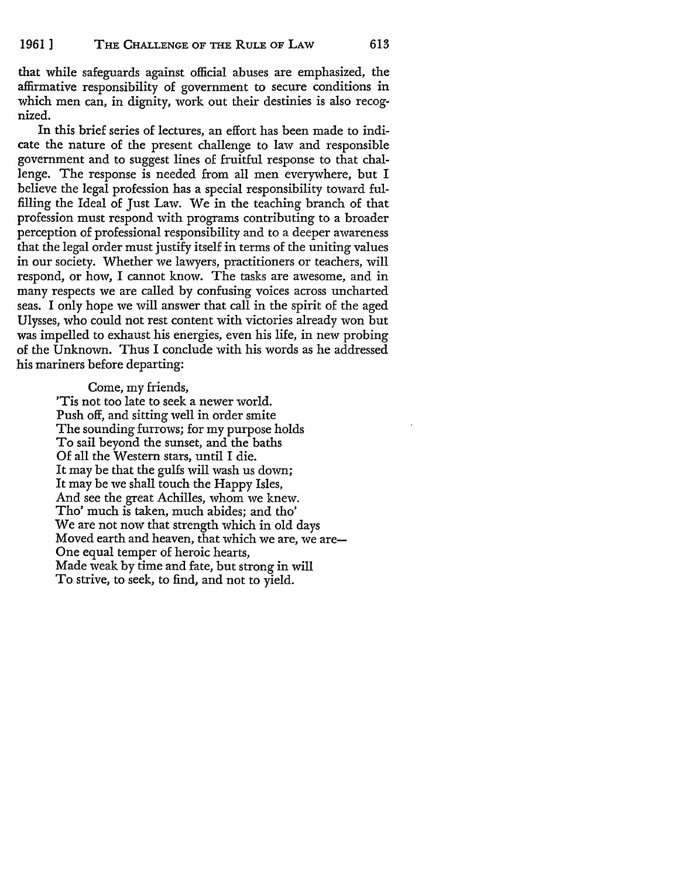that while safeguards against official abuses are emphasized, the affirmative responsibility of government to secure conditions in which men can, in dignity, work out their destinies is also recognized.

In this brief series of lectures, an effort has been made to indicate the nature of the present challenge to law and responsible government and to suggest lines of fruitful response to that challenge. The response is needed from all men everywhere, but I believe the legal profession has a special responsibility toward fulfilling the Ideal of Just Law. We in the teaching branch of that profession must respond with programs contributing to a broader perception of professional responsibility and to a deeper awareness that the legal order must justify itself in terms of the uniting values in our society. Whether we lawyers, practitioners or teachers, will respond, or how, I cannot know. The tasks are awesome, and in many respects we are called by confusing voices across uncharted seas. I only hope we will answer that call in the spirit of the aged Ulysses, who could not rest content with victories already won but was impelled to exhaust his energies, even his life, in new probing of the Unknown. Thus I conclude with his words as he addressed his mariners before departing:

> Come, my friends,
> 'Tis not too late to seek a newer world.
> Push off, and sitting well in order smite
> The sounding furrows; for my purpose holds
> To sail beyond the sunset, and the baths
> Of all the Western stars, until I die.
> It may be that the gulfs will wash us down;
> It may be we shall touch the Happy Isles,
> And see the great Achilles, whom we knew.
> Tho' much is taken, much abides; and tho'
> We are not now that strength which in old days
> Moved earth and heaven, that which we are, we are—
> One equal temper of heroic hearts,
> Made weak by time and fate, but strong in will
> To strive, to seek, to find, and not to yield.